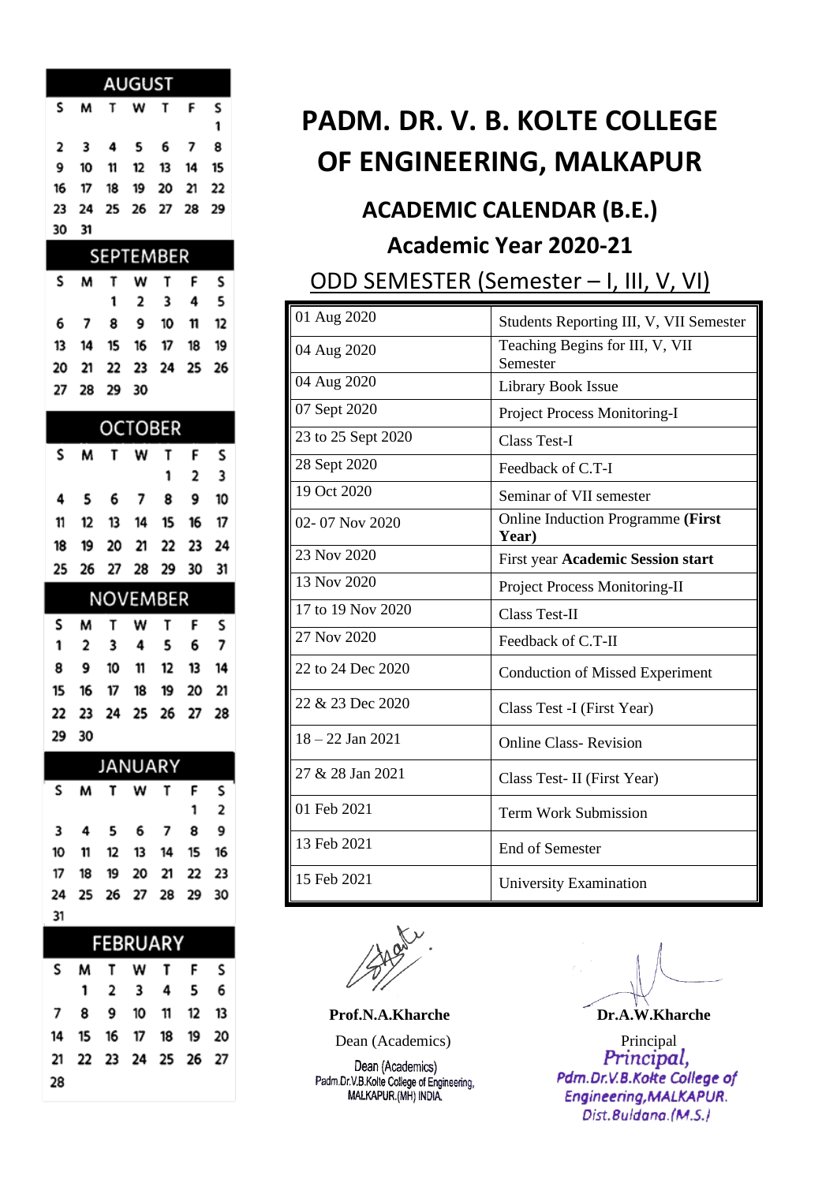| AUGUST | | | | | | |
|---|---|---|---|---|---|---|
| S | M | T | W | T | F | S |
| | | | | | | 1 |
| 2 | 3 | 4 | 5 | 6 | 7 | 8 |
| 9 | 10 | 11 | 12 | 13 | 14 | 15 |
| 16 | 17 | 18 | 19 | 20 | 21 | 22 |
| 23 | 24 | 25 | 26 | 27 | 28 | 29 |
| 30 | 31 | | | | | |

| SEPTEMBER | | | | | | |
|---|---|---|---|---|---|---|
| S | M | T | W | T | F | S |
| | | 1 | 2 | 3 | 4 | 5 |
| 6 | 7 | 8 | 9 | 10 | 11 | 12 |
| 13 | 14 | 15 | 16 | 17 | 18 | 19 |
| 20 | 21 | 22 | 23 | 24 | 25 | 26 |
| 27 | 28 | 29 | 30 | | | |

| OCTOBER | | | | | | |
|---|---|---|---|---|---|---|
| S | M | T | W | T | F | S |
| | | | | 1 | 2 | 3 |
| 4 | 5 | 6 | 7 | 8 | 9 | 10 |
| 11 | 12 | 13 | 14 | 15 | 16 | 17 |
| 18 | 19 | 20 | 21 | 22 | 23 | 24 |
| 25 | 26 | 27 | 28 | 29 | 30 | 31 |

| NOVEMBER | | | | | | |
|---|---|---|---|---|---|---|
| S | M | T | W | T | F | S |
| 1 | 2 | 3 | 4 | 5 | 6 | 7 |
| 8 | 9 | 10 | 11 | 12 | 13 | 14 |
| 15 | 16 | 17 | 18 | 19 | 20 | 21 |
| 22 | 23 | 24 | 25 | 26 | 27 | 28 |
| 29 | 30 | | | | | |

| JANUARY | | | | | | |
|---|---|---|---|---|---|---|
| S | M | T | W | T | F | S |
| | | | | | 1 | 2 |
| 3 | 4 | 5 | 6 | 7 | 8 | 9 |
| 10 | 11 | 12 | 13 | 14 | 15 | 16 |
| 17 | 18 | 19 | 20 | 21 | 22 | 23 |
| 24 | 25 | 26 | 27 | 28 | 29 | 30 |
| 31 | | | | | | |

| FEBRUARY | | | | | | |
|---|---|---|---|---|---|---|
| S | M | T | W | T | F | S |
| | 1 | 2 | 3 | 4 | 5 | 6 |
| 7 | 8 | 9 | 10 | 11 | 12 | 13 |
| 14 | 15 | 16 | 17 | 18 | 19 | 20 |
| 21 | 22 | 23 | 24 | 25 | 26 | 27 |
| 28 | | | | | | |

# PADM. DR. V. B. KOLTE COLLEGE OF ENGINEERING, MALKAPUR

## ACADEMIC CALENDAR (B.E.)

## Academic Year 2020-21

## ODD SEMESTER (Semester – I, III, V, VI)

| Date | Event |
|---|---|
| 01 Aug 2020 | Students Reporting III, V, VII Semester |
| 04 Aug 2020 | Teaching Begins for III, V, VII Semester |
| 04 Aug 2020 | Library Book Issue |
| 07 Sept 2020 | Project Process Monitoring-I |
| 23 to 25 Sept 2020 | Class Test-I |
| 28 Sept 2020 | Feedback of C.T-I |
| 19 Oct 2020 | Seminar of VII semester |
| 02- 07 Nov 2020 | Online Induction Programme **(First Year)** |
| 23 Nov 2020 | First year **Academic Session start** |
| 13 Nov 2020 | Project Process Monitoring-II |
| 17 to 19 Nov 2020 | Class Test-II |
| 27 Nov 2020 | Feedback of C.T-II |
| 22 to 24 Dec 2020 | Conduction of Missed Experiment |
| 22 & 23 Dec 2020 | Class Test -I (First Year) |
| 18 – 22 Jan 2021 | Online Class- Revision |
| 27 & 28 Jan 2021 | Class Test- II (First Year) |
| 01 Feb 2021 | Term Work Submission |
| 13 Feb 2021 | End of Semester |
| 15 Feb 2021 | University Examination |

**Prof.N.A.Kharche**
Dean (Academics)

Dean (Academics)
Padm.Dr.V.B.Kolte College of Engineering,
MALKAPUR.(MH) INDIA.

**Dr.A.W.Kharche**
Principal

Principal,
Pdm.Dr.V.B.Kolte College of Engineering,MALKAPUR.
Dist.Buldana.(M.S.)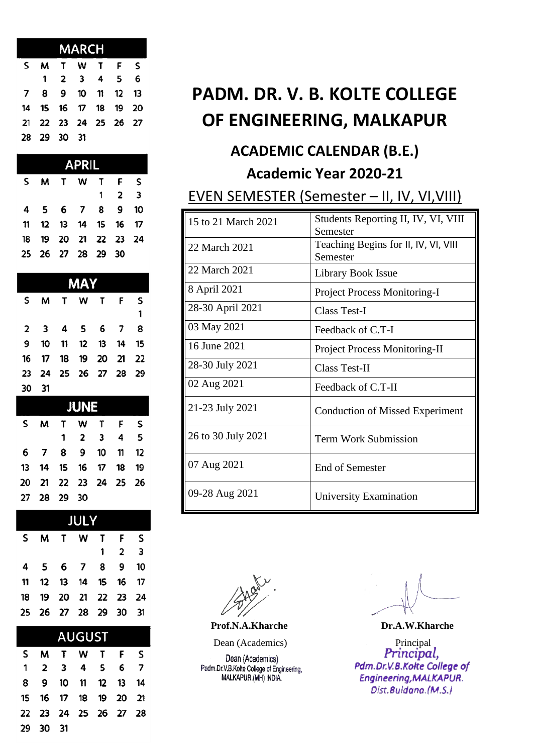# PADM. DR. V. B. KOLTE COLLEGE OF ENGINEERING, MALKAPUR

## ACADEMIC CALENDAR (B.E.)

## Academic Year 2020-21

EVEN SEMESTER (Semester – II, IV, VI,VIII)

| | |
|---|---|
| 15 to 21 March 2021 | Students Reporting II, IV, VI, VIII Semester |
| 22 March 2021 | Teaching Begins for II, IV, VI, VIII Semester |
| 22 March 2021 | Library Book Issue |
| 8 April 2021 | Project Process Monitoring-I |
| 28-30 April 2021 | Class Test-I |
| 03 May 2021 | Feedback of C.T-I |
| 16 June 2021 | Project Process Monitoring-II |
| 28-30 July 2021 | Class Test-II |
| 02 Aug 2021 | Feedback of C.T-II |
| 21-23 July 2021 | Conduction of Missed Experiment |
| 26 to 30 July 2021 | Term Work Submission |
| 07 Aug 2021 | End of Semester |
| 09-28 Aug 2021 | University Examination |

**MARCH**

| S | M | T | W | T | F | S |
|---|---|---|---|---|---|---|
| | 1 | 2 | 3 | 4 | 5 | 6 |
| 7 | 8 | 9 | 10 | 11 | 12 | 13 |
| 14 | 15 | 16 | 17 | 18 | 19 | 20 |
| 21 | 22 | 23 | 24 | 25 | 26 | 27 |
| 28 | 29 | 30 | 31 | | | |

**APRIL**

| S | M | T | W | T | F | S |
|---|---|---|---|---|---|---|
| | | | | 1 | 2 | 3 |
| 4 | 5 | 6 | 7 | 8 | 9 | 10 |
| 11 | 12 | 13 | 14 | 15 | 16 | 17 |
| 18 | 19 | 20 | 21 | 22 | 23 | 24 |
| 25 | 26 | 27 | 28 | 29 | 30 | |

**MAY**

| S | M | T | W | T | F | S |
|---|---|---|---|---|---|---|
| | | | | | | 1 |
| 2 | 3 | 4 | 5 | 6 | 7 | 8 |
| 9 | 10 | 11 | 12 | 13 | 14 | 15 |
| 16 | 17 | 18 | 19 | 20 | 21 | 22 |
| 23 | 24 | 25 | 26 | 27 | 28 | 29 |
| 30 | 31 | | | | | |

**JUNE**

| S | M | T | W | T | F | S |
|---|---|---|---|---|---|---|
| | | 1 | 2 | 3 | 4 | 5 |
| 6 | 7 | 8 | 9 | 10 | 11 | 12 |
| 13 | 14 | 15 | 16 | 17 | 18 | 19 |
| 20 | 21 | 22 | 23 | 24 | 25 | 26 |
| 27 | 28 | 29 | 30 | | | |

**JULY**

| S | M | T | W | T | F | S |
|---|---|---|---|---|---|---|
| | | | | 1 | 2 | 3 |
| 4 | 5 | 6 | 7 | 8 | 9 | 10 |
| 11 | 12 | 13 | 14 | 15 | 16 | 17 |
| 18 | 19 | 20 | 21 | 22 | 23 | 24 |
| 25 | 26 | 27 | 28 | 29 | 30 | 31 |

**AUGUST**

| S | M | T | W | T | F | S |
|---|---|---|---|---|---|---|
| 1 | 2 | 3 | 4 | 5 | 6 | 7 |
| 8 | 9 | 10 | 11 | 12 | 13 | 14 |
| 15 | 16 | 17 | 18 | 19 | 20 | 21 |
| 22 | 23 | 24 | 25 | 26 | 27 | 28 |
| 29 | 30 | 31 | | | | |

**Prof.N.A.Kharche**
Dean (Academics)
Dean (Academics)
Padm.Dr.V.B.Kolte College of Engineering,
MALKAPUR.(MH) INDIA.

**Dr.A.W.Kharche**
Principal
Principal,
Pdm.Dr.V.B.Kolte College of
Engineering,MALKAPUR.
Dist.Buldana.(M.S.)